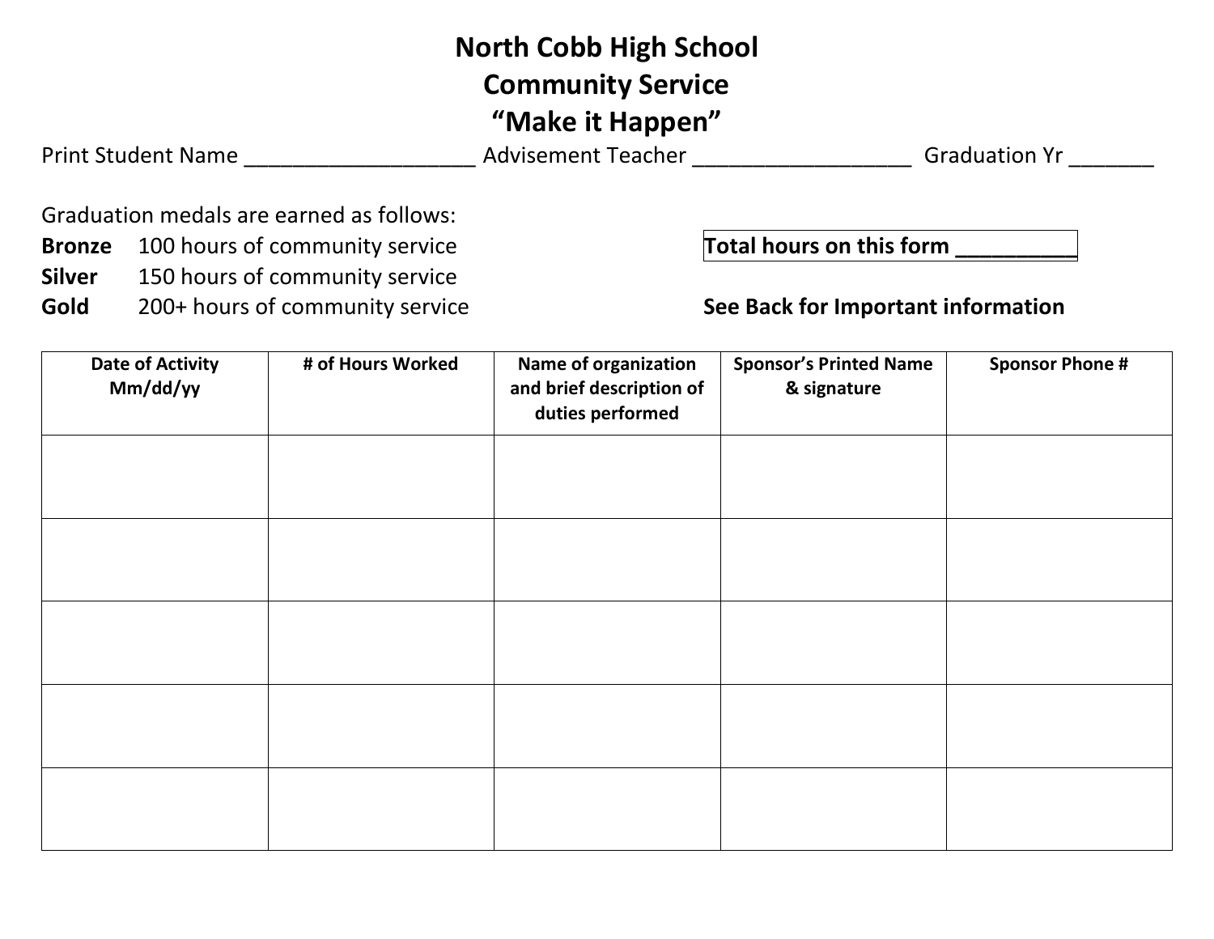# North Cobb High School
# Community Service
# "Make it Happen"

Print Student Name ___________________ Advisement Teacher __________________ Graduation Yr _______

Graduation medals are earned as follows:

**Bronze** 100 hours of community service

**Silver** 150 hours of community service

**Gold** 200+ hours of community service

**Total hours on this form __________**

**See Back for Important information**

| Date of Activity Mm/dd/yy | # of Hours Worked | Name of organization and brief description of duties performed | Sponsor's Printed Name & signature | Sponsor Phone # |
|---|---|---|---|---|
| | | | | |
| | | | | |
| | | | | |
| | | | | |
| | | | | |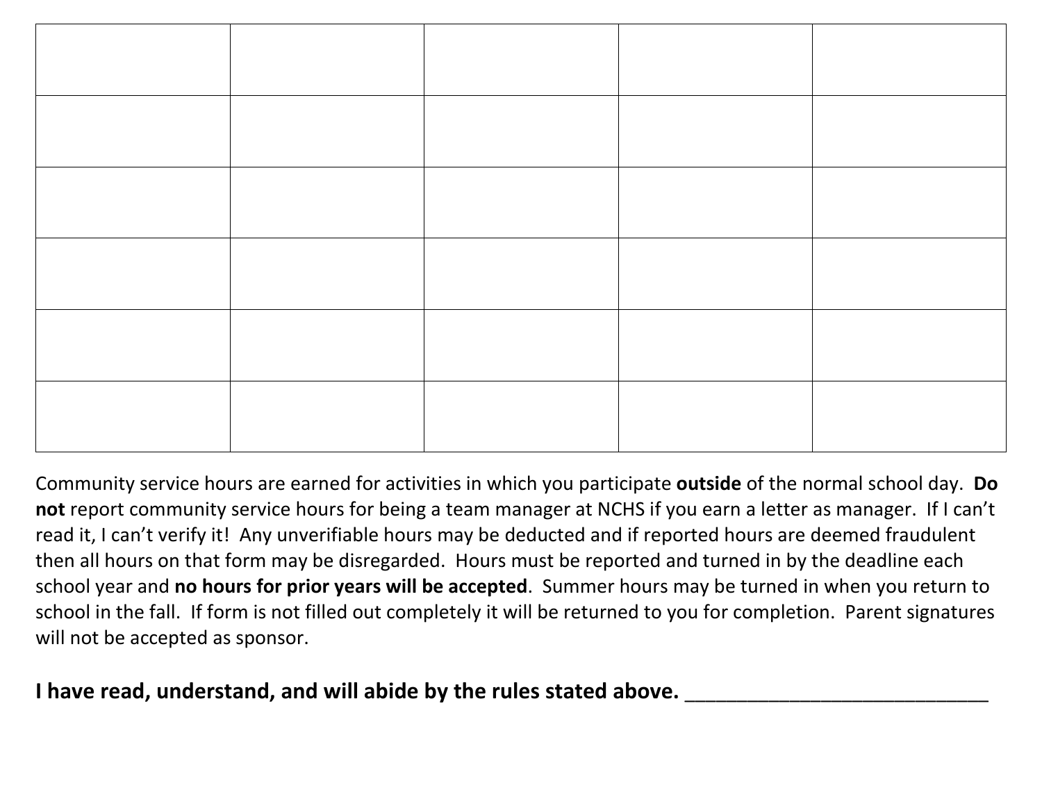| | | | | |
|---|---|---|---|---|
| | | | | |
| | | | | |
| | | | | |
| | | | | |
| | | | | |
| | | | | |

Community service hours are earned for activities in which you participate **outside** of the normal school day. **Do not** report community service hours for being a team manager at NCHS if you earn a letter as manager. If I can't read it, I can't verify it! Any unverifiable hours may be deducted and if reported hours are deemed fraudulent then all hours on that form may be disregarded. Hours must be reported and turned in by the deadline each school year and **no hours for prior years will be accepted**. Summer hours may be turned in when you return to school in the fall. If form is not filled out completely it will be returned to you for completion. Parent signatures will not be accepted as sponsor.

**I have read, understand, and will abide by the rules stated above.** ___________________________